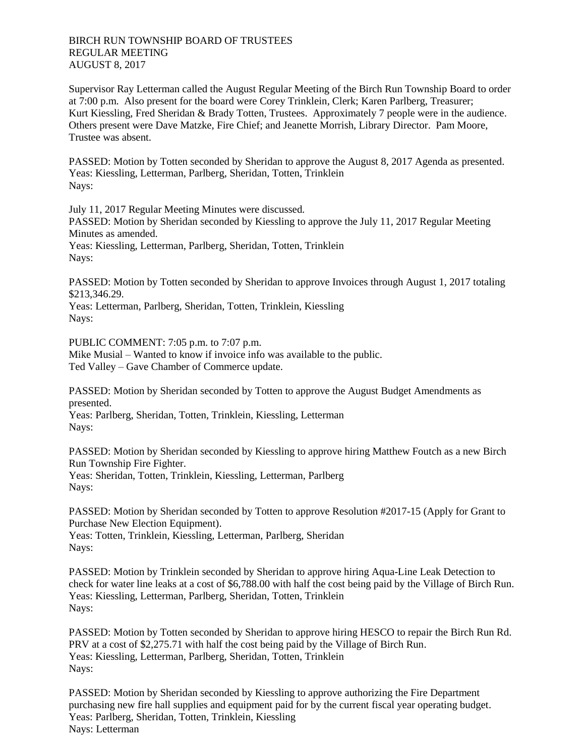BIRCH RUN TOWNSHIP BOARD OF TRUSTEES
REGULAR MEETING
AUGUST 8, 2017

Supervisor Ray Letterman called the August Regular Meeting of the Birch Run Township Board to order at 7:00 p.m. Also present for the board were Corey Trinklein, Clerk; Karen Parlberg, Treasurer; Kurt Kiessling, Fred Sheridan & Brady Totten, Trustees. Approximately 7 people were in the audience. Others present were Dave Matzke, Fire Chief; and Jeanette Morrish, Library Director. Pam Moore, Trustee was absent.

PASSED: Motion by Totten seconded by Sheridan to approve the August 8, 2017 Agenda as presented.
Yeas: Kiessling, Letterman, Parlberg, Sheridan, Totten, Trinklein
Nays:

July 11, 2017 Regular Meeting Minutes were discussed.
PASSED: Motion by Sheridan seconded by Kiessling to approve the July 11, 2017 Regular Meeting Minutes as amended.
Yeas: Kiessling, Letterman, Parlberg, Sheridan, Totten, Trinklein
Nays:

PASSED: Motion by Totten seconded by Sheridan to approve Invoices through August 1, 2017 totaling $213,346.29.
Yeas: Letterman, Parlberg, Sheridan, Totten, Trinklein, Kiessling
Nays:

PUBLIC COMMENT: 7:05 p.m. to 7:07 p.m.
Mike Musial – Wanted to know if invoice info was available to the public.
Ted Valley – Gave Chamber of Commerce update.

PASSED: Motion by Sheridan seconded by Totten to approve the August Budget Amendments as presented.
Yeas: Parlberg, Sheridan, Totten, Trinklein, Kiessling, Letterman
Nays:

PASSED: Motion by Sheridan seconded by Kiessling to approve hiring Matthew Foutch as a new Birch Run Township Fire Fighter.
Yeas: Sheridan, Totten, Trinklein, Kiessling, Letterman, Parlberg
Nays:

PASSED: Motion by Sheridan seconded by Totten to approve Resolution #2017-15 (Apply for Grant to Purchase New Election Equipment).
Yeas: Totten, Trinklein, Kiessling, Letterman, Parlberg, Sheridan
Nays:

PASSED: Motion by Trinklein seconded by Sheridan to approve hiring Aqua-Line Leak Detection to check for water line leaks at a cost of $6,788.00 with half the cost being paid by the Village of Birch Run.
Yeas: Kiessling, Letterman, Parlberg, Sheridan, Totten, Trinklein
Nays:

PASSED: Motion by Totten seconded by Sheridan to approve hiring HESCO to repair the Birch Run Rd. PRV at a cost of $2,275.71 with half the cost being paid by the Village of Birch Run.
Yeas: Kiessling, Letterman, Parlberg, Sheridan, Totten, Trinklein
Nays:

PASSED: Motion by Sheridan seconded by Kiessling to approve authorizing the Fire Department purchasing new fire hall supplies and equipment paid for by the current fiscal year operating budget.
Yeas: Parlberg, Sheridan, Totten, Trinklein, Kiessling
Nays: Letterman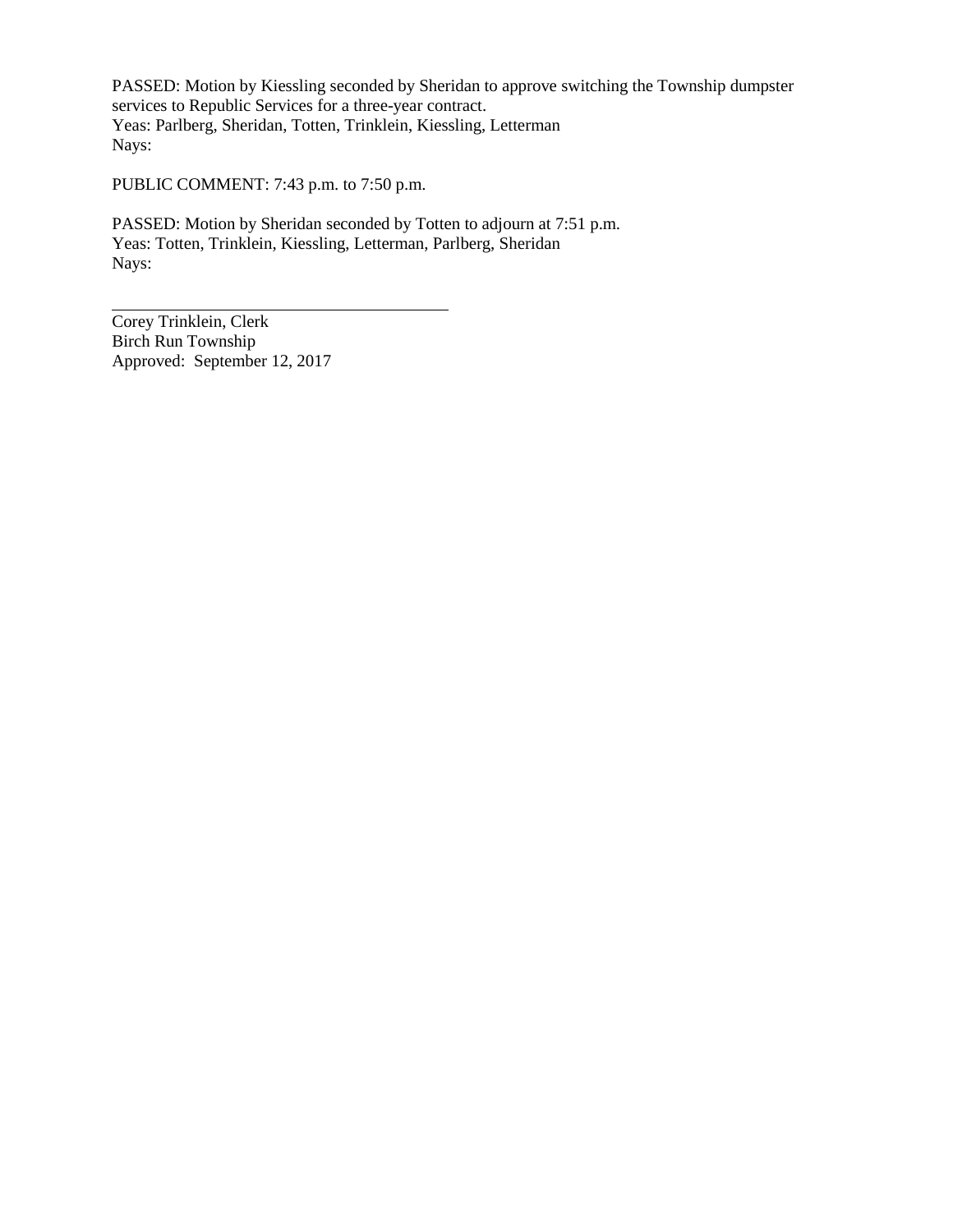PASSED: Motion by Kiessling seconded by Sheridan to approve switching the Township dumpster services to Republic Services for a three-year contract.
Yeas: Parlberg, Sheridan, Totten, Trinklein, Kiessling, Letterman
Nays:

PUBLIC COMMENT: 7:43 p.m. to 7:50 p.m.

PASSED: Motion by Sheridan seconded by Totten to adjourn at 7:51 p.m.
Yeas: Totten, Trinklein, Kiessling, Letterman, Parlberg, Sheridan
Nays:

\_\_\_\_\_\_\_\_\_\_\_\_\_\_\_\_\_\_\_\_\_\_\_\_\_\_\_\_\_\_\_\_\_\_\_\_\_\_\_\_

Corey Trinklein, Clerk
Birch Run Township
Approved: September 12, 2017